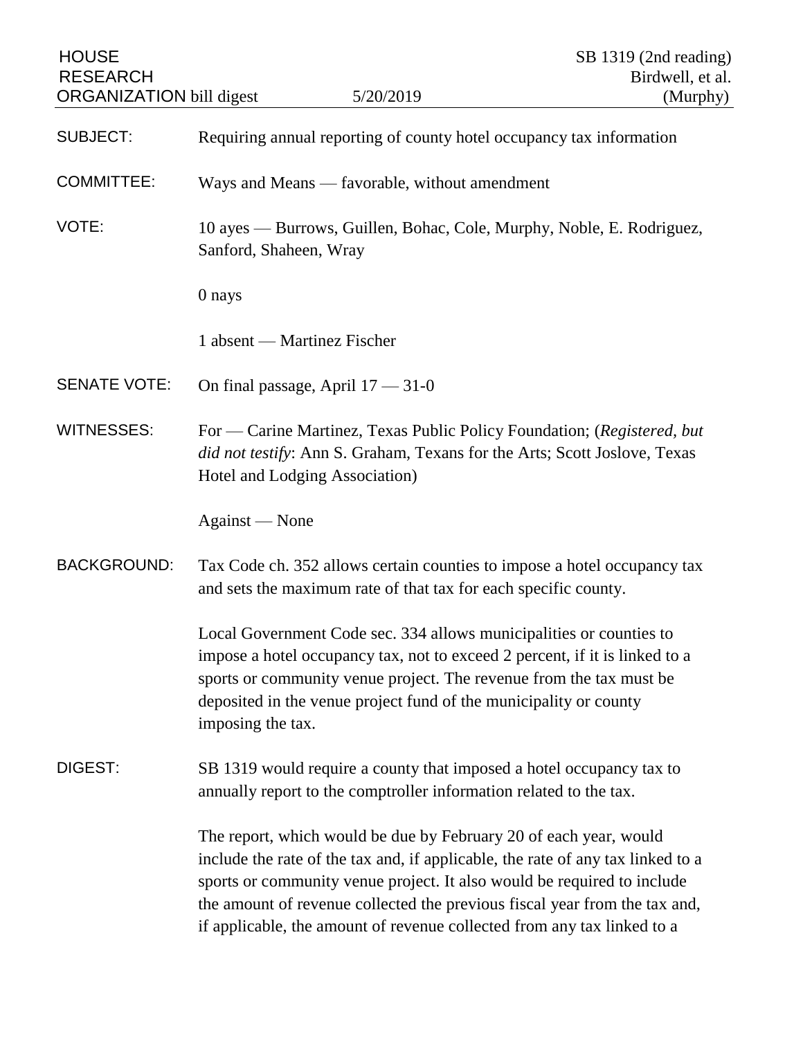HOUSE RESEARCH ORGANIZATION bill digest — 5/20/2019

SB 1319 (2nd reading)
Birdwell, et al.
(Murphy)

**SUBJECT:** Requiring annual reporting of county hotel occupancy tax information

**COMMITTEE:** Ways and Means — favorable, without amendment

**VOTE:** 10 ayes — Burrows, Guillen, Bohac, Cole, Murphy, Noble, E. Rodriguez, Sanford, Shaheen, Wray

0 nays

1 absent — Martinez Fischer

**SENATE VOTE:** On final passage, April 17 — 31-0

**WITNESSES:** For — Carine Martinez, Texas Public Policy Foundation; (*Registered, but did not testify*: Ann S. Graham, Texans for the Arts; Scott Joslove, Texas Hotel and Lodging Association)

Against — None

**BACKGROUND:** Tax Code ch. 352 allows certain counties to impose a hotel occupancy tax and sets the maximum rate of that tax for each specific county.

Local Government Code sec. 334 allows municipalities or counties to impose a hotel occupancy tax, not to exceed 2 percent, if it is linked to a sports or community venue project. The revenue from the tax must be deposited in the venue project fund of the municipality or county imposing the tax.

**DIGEST:** SB 1319 would require a county that imposed a hotel occupancy tax to annually report to the comptroller information related to the tax.

The report, which would be due by February 20 of each year, would include the rate of the tax and, if applicable, the rate of any tax linked to a sports or community venue project. It also would be required to include the amount of revenue collected the previous fiscal year from the tax and, if applicable, the amount of revenue collected from any tax linked to a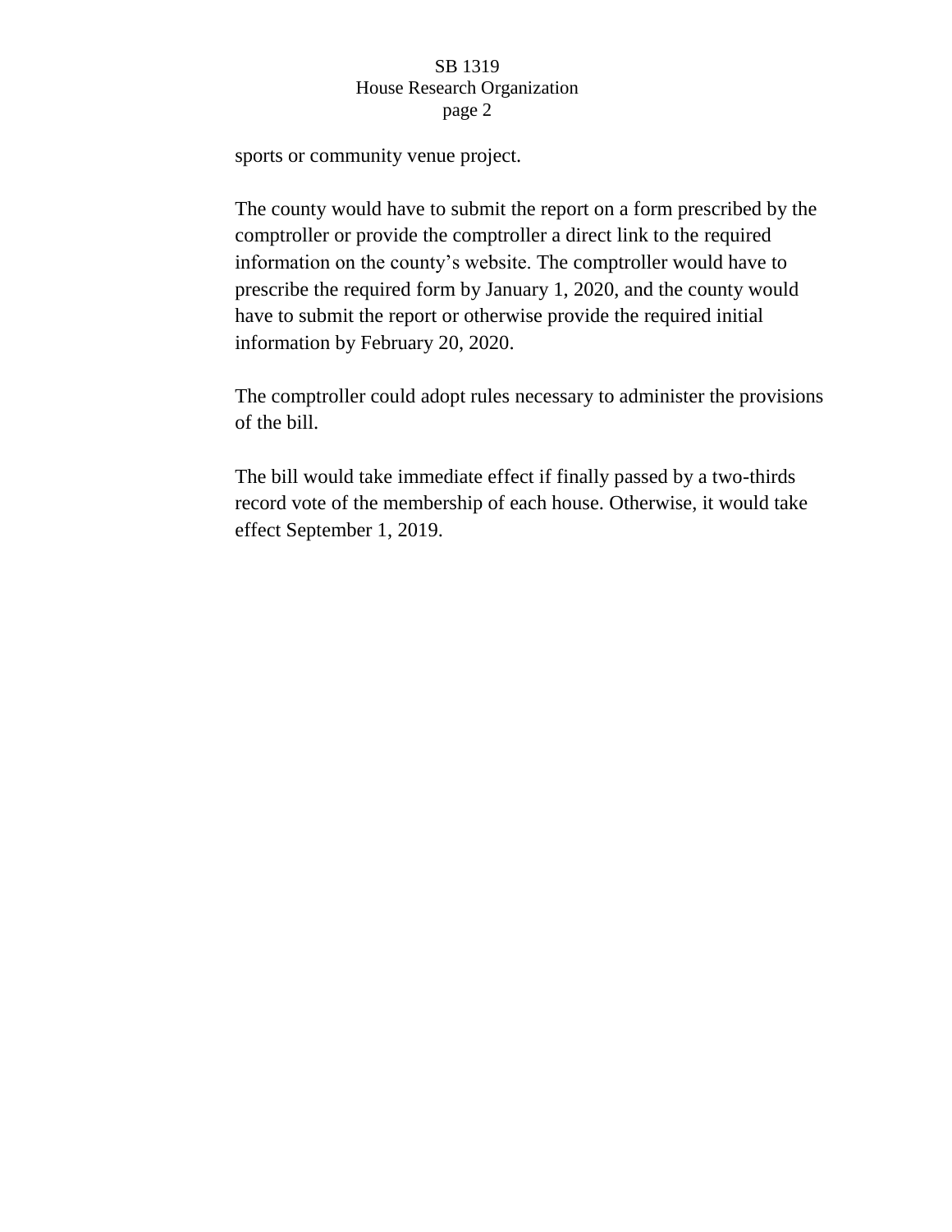sports or community venue project.

The county would have to submit the report on a form prescribed by the comptroller or provide the comptroller a direct link to the required information on the county's website. The comptroller would have to prescribe the required form by January 1, 2020, and the county would have to submit the report or otherwise provide the required initial information by February 20, 2020.

The comptroller could adopt rules necessary to administer the provisions of the bill.

The bill would take immediate effect if finally passed by a two-thirds record vote of the membership of each house. Otherwise, it would take effect September 1, 2019.